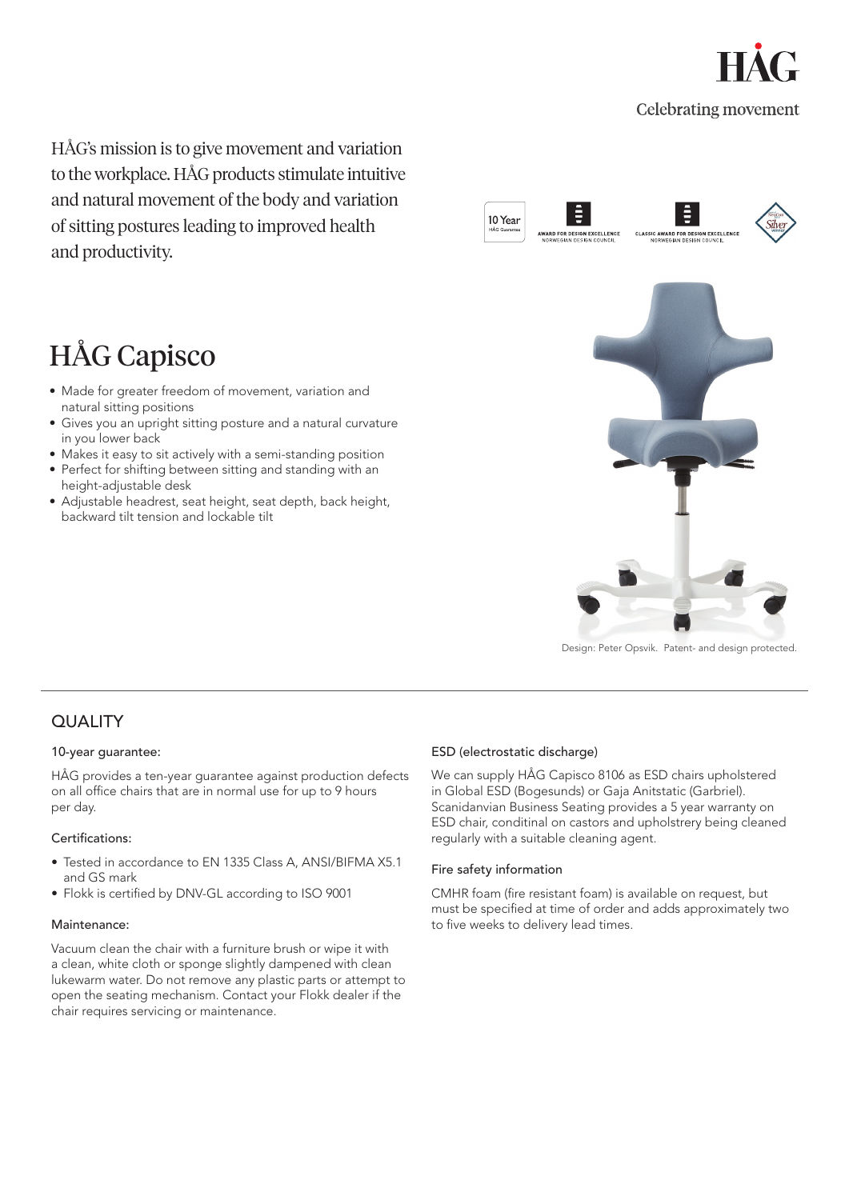HÅG

Celebrating movement

HÅG's mission is to give movement and variation to the workplace. HÅG products stimulate intuitive and natural movement of the body and variation of sitting postures leading to improved health and productivity.

10 Year HÅG Guarantee

AWARD FOR DESIGN EXCELLENCE NORWEGIAN DESIGN COUNCIL

CLASSIC AWARD FOR DESIGN EXCELLENCE NORWEGIAN DESIGN COUNCIL

Silver

# HÅG Capisco

- Made for greater freedom of movement, variation and natural sitting positions
- Gives you an upright sitting posture and a natural curvature in you lower back
- Makes it easy to sit actively with a semi-standing position
- Perfect for shifting between sitting and standing with an height-adjustable desk
- Adjustable headrest, seat height, seat depth, back height, backward tilt tension and lockable tilt

Design: Peter Opsvik. Patent- and design protected.

## QUALITY

### 10-year guarantee:

HÅG provides a ten-year guarantee against production defects on all office chairs that are in normal use for up to 9 hours per day.

### Certifications:

- Tested in accordance to EN 1335 Class A, ANSI/BIFMA X5.1 and GS mark
- Flokk is certified by DNV-GL according to ISO 9001

### Maintenance:

Vacuum clean the chair with a furniture brush or wipe it with a clean, white cloth or sponge slightly dampened with clean lukewarm water. Do not remove any plastic parts or attempt to open the seating mechanism. Contact your Flokk dealer if the chair requires servicing or maintenance.

### ESD (electrostatic discharge)

We can supply HÅG Capisco 8106 as ESD chairs upholstered in Global ESD (Bogesunds) or Gaja Anitstatic (Garbriel). Scanidanvian Business Seating provides a 5 year warranty on ESD chair, conditinal on castors and upholstrery being cleaned regularly with a suitable cleaning agent.

### Fire safety information

CMHR foam (fire resistant foam) is available on request, but must be specified at time of order and adds approximately two to five weeks to delivery lead times.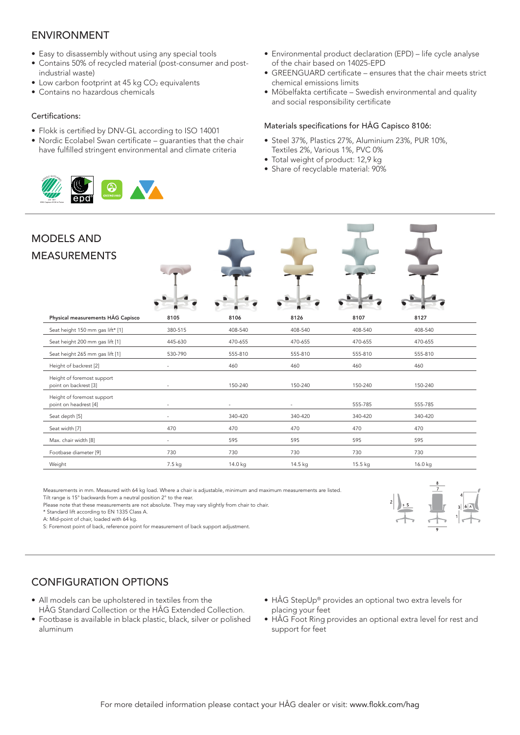## ENVIRONMENT

- Easy to disassembly without using any special tools
- Contains 50% of recycled material (post-consumer and post-industrial waste)
- Low carbon footprint at 45 kg $CO_2$ equivalents
- Contains no hazardous chemicals

### Certifications:

- Flokk is certified by DNV-GL according to ISO 14001
- Nordic Ecolabel Swan certificate – guaranties that the chair have fulfilled stringent environmental and climate criteria
- Environmental product declaration (EPD) – life cycle analyse of the chair based on 14025-EPD
- GREENGUARD certificate – ensures that the chair meets strict chemical emissions limits
- Möbelfakta certificate – Swedish environmental and quality and social responsibility certificate

### Materials specifications for HÅG Capisco 8106:

- Steel 37%, Plastics 27%, Aluminium 23%, PUR 10%, Textiles 2%, Various 1%, PVC 0%
- Total weight of product: 12,9 kg
- Share of recyclable material: 90%

## MODELS AND MEASUREMENTS

| Physical measurements HÅG Capisco | 8105 | 8106 | 8126 | 8107 | 8127 |
|---|---|---|---|---|---|
| Seat height 150 mm gas lift* [1] | 380-515 | 408-540 | 408-540 | 408-540 | 408-540 |
| Seat height 200 mm gas lift [1] | 445-630 | 470-655 | 470-655 | 470-655 | 470-655 |
| Seat height 265 mm gas lift [1] | 530-790 | 555-810 | 555-810 | 555-810 | 555-810 |
| Height of backrest [2] | - | 460 | 460 | 460 | 460 |
| Height of foremost support point on backrest [3] | - | 150-240 | 150-240 | 150-240 | 150-240 |
| Height of foremost support point on headrest [4] | - | - | - | 555-785 | 555-785 |
| Seat depth [5] | - | 340-420 | 340-420 | 340-420 | 340-420 |
| Seat width [7] | 470 | 470 | 470 | 470 | 470 |
| Max. chair width [8] | - | 595 | 595 | 595 | 595 |
| Footbase diameter [9] | 730 | 730 | 730 | 730 | 730 |
| Weight | 7.5 kg | 14.0 kg | 14.5 kg | 15.5 kg | 16.0 kg |

Measurements in mm. Measured with 64 kg load. Where a chair is adjustable, minimum and maximum measurements are listed.
Tilt range is 15° backwards from a neutral position 2° to the rear.
Please note that these measurements are not absolute. They may vary slightly from chair to chair.
* Standard lift according to EN 1335 Class A.
A: Mid-point of chair, loaded with 64 kg.
S: Foremost point of back, reference point for measurement of back support adjustment.

## CONFIGURATION OPTIONS

- All models can be upholstered in textiles from the HÅG Standard Collection or the HÅG Extended Collection.
- Footbase is available in black plastic, black, silver or polished aluminum
- HÅG StepUp® provides an optional two extra levels for placing your feet
- HÅG Foot Ring provides an optional extra level for rest and support for feet

For more detailed information please contact your HÅG dealer or visit: www.flokk.com/hag